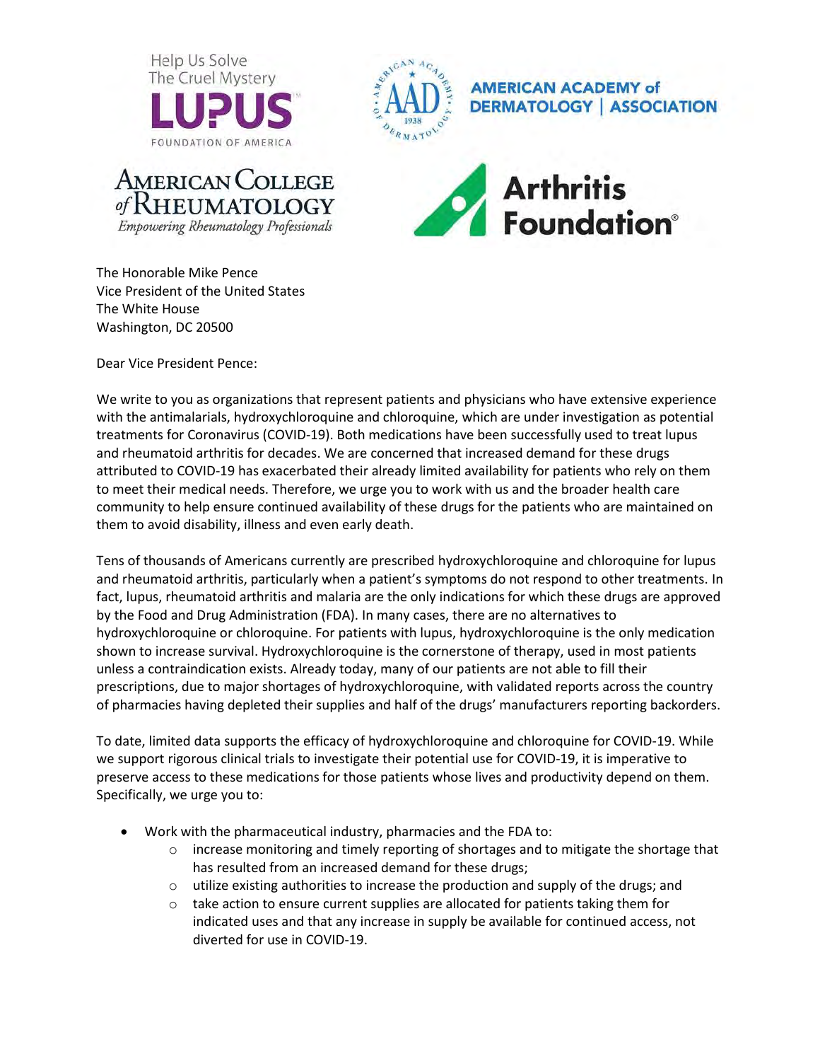Help Us Solve The Cruel Mystery LUPUS FOUNDATION OF AMERICA

AMERICAN ACADEMY of DERMATOLOGY | ASSOCIATION

AMERICAN COLLEGE of RHEUMATOLOGY *Empowering Rheumatology Professionals*

Arthritis Foundation®

The Honorable Mike Pence
Vice President of the United States
The White House
Washington, DC 20500

Dear Vice President Pence:

We write to you as organizations that represent patients and physicians who have extensive experience with the antimalarials, hydroxychloroquine and chloroquine, which are under investigation as potential treatments for Coronavirus (COVID-19). Both medications have been successfully used to treat lupus and rheumatoid arthritis for decades. We are concerned that increased demand for these drugs attributed to COVID-19 has exacerbated their already limited availability for patients who rely on them to meet their medical needs. Therefore, we urge you to work with us and the broader health care community to help ensure continued availability of these drugs for the patients who are maintained on them to avoid disability, illness and even early death.

Tens of thousands of Americans currently are prescribed hydroxychloroquine and chloroquine for lupus and rheumatoid arthritis, particularly when a patient's symptoms do not respond to other treatments. In fact, lupus, rheumatoid arthritis and malaria are the only indications for which these drugs are approved by the Food and Drug Administration (FDA). In many cases, there are no alternatives to hydroxychloroquine or chloroquine. For patients with lupus, hydroxychloroquine is the only medication shown to increase survival. Hydroxychloroquine is the cornerstone of therapy, used in most patients unless a contraindication exists. Already today, many of our patients are not able to fill their prescriptions, due to major shortages of hydroxychloroquine, with validated reports across the country of pharmacies having depleted their supplies and half of the drugs' manufacturers reporting backorders.

To date, limited data supports the efficacy of hydroxychloroquine and chloroquine for COVID-19. While we support rigorous clinical trials to investigate their potential use for COVID-19, it is imperative to preserve access to these medications for those patients whose lives and productivity depend on them. Specifically, we urge you to:

- Work with the pharmaceutical industry, pharmacies and the FDA to:
  - increase monitoring and timely reporting of shortages and to mitigate the shortage that has resulted from an increased demand for these drugs;
  - utilize existing authorities to increase the production and supply of the drugs; and
  - take action to ensure current supplies are allocated for patients taking them for indicated uses and that any increase in supply be available for continued access, not diverted for use in COVID-19.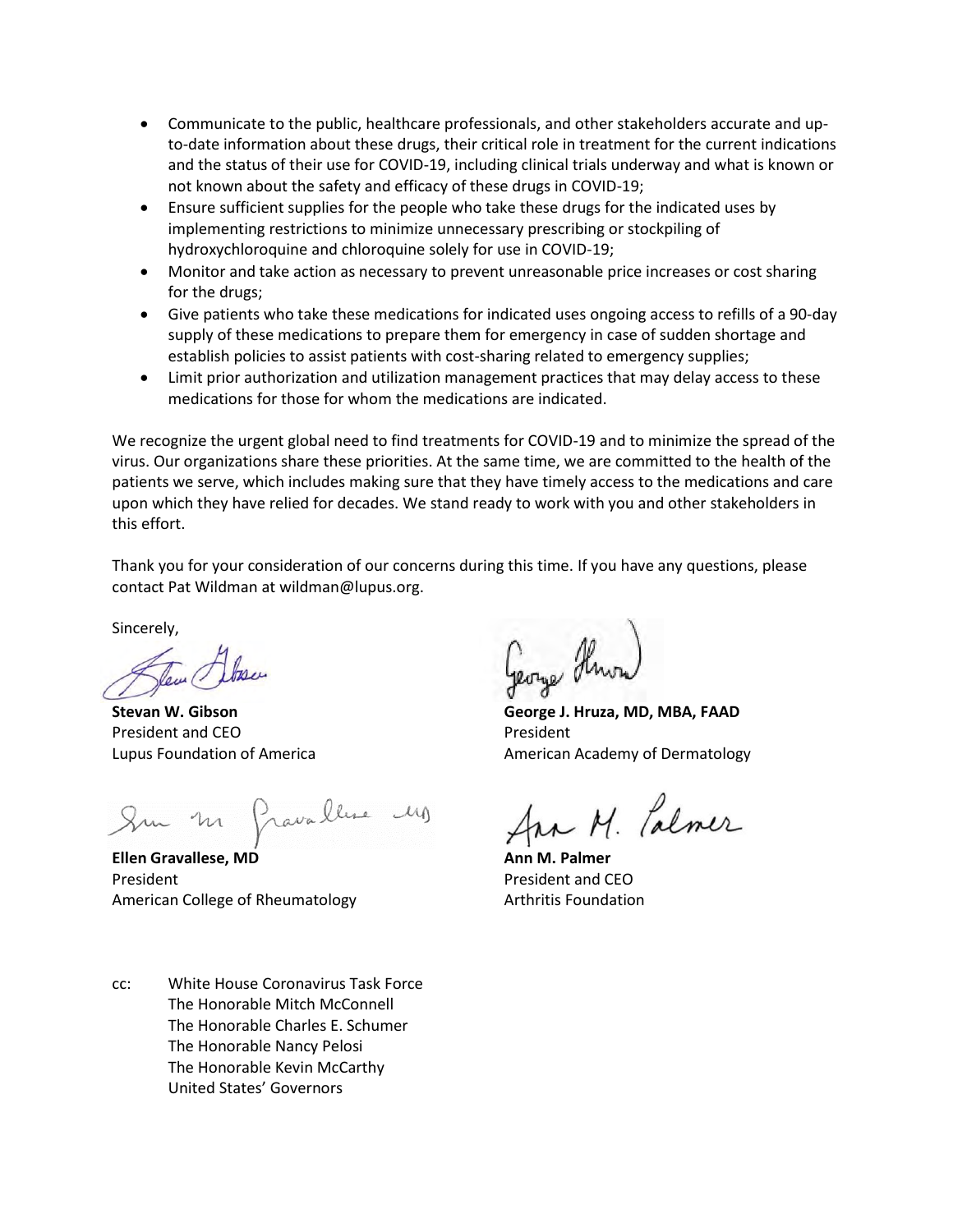- Communicate to the public, healthcare professionals, and other stakeholders accurate and up-to-date information about these drugs, their critical role in treatment for the current indications and the status of their use for COVID-19, including clinical trials underway and what is known or not known about the safety and efficacy of these drugs in COVID-19;
- Ensure sufficient supplies for the people who take these drugs for the indicated uses by implementing restrictions to minimize unnecessary prescribing or stockpiling of hydroxychloroquine and chloroquine solely for use in COVID-19;
- Monitor and take action as necessary to prevent unreasonable price increases or cost sharing for the drugs;
- Give patients who take these medications for indicated uses ongoing access to refills of a 90-day supply of these medications to prepare them for emergency in case of sudden shortage and establish policies to assist patients with cost-sharing related to emergency supplies;
- Limit prior authorization and utilization management practices that may delay access to these medications for those for whom the medications are indicated.

We recognize the urgent global need to find treatments for COVID-19 and to minimize the spread of the virus. Our organizations share these priorities. At the same time, we are committed to the health of the patients we serve, which includes making sure that they have timely access to the medications and care upon which they have relied for decades. We stand ready to work with you and other stakeholders in this effort.

Thank you for your consideration of our concerns during this time. If you have any questions, please contact Pat Wildman at wildman@lupus.org.

Sincerely,

**Stevan W. Gibson**
President and CEO
Lupus Foundation of America

**George J. Hruza, MD, MBA, FAAD**
President
American Academy of Dermatology

**Ellen Gravallese, MD**
President
American College of Rheumatology

**Ann M. Palmer**
President and CEO
Arthritis Foundation

cc: White House Coronavirus Task Force
The Honorable Mitch McConnell
The Honorable Charles E. Schumer
The Honorable Nancy Pelosi
The Honorable Kevin McCarthy
United States' Governors